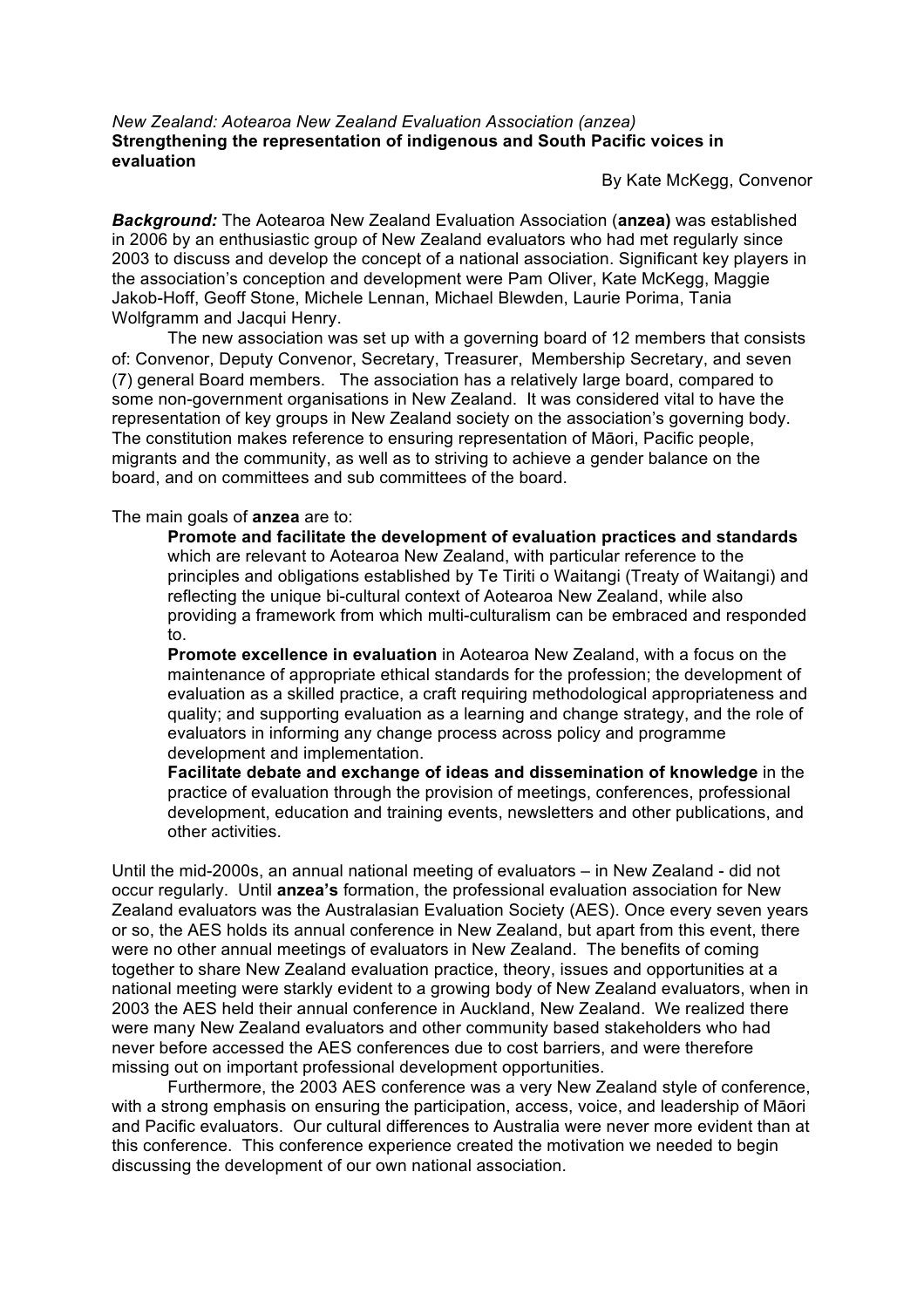*New Zealand: Aotearoa New Zealand Evaluation Association (anzea)*

**Strengthening the representation of indigenous and South Pacific voices in evaluation**

By Kate McKegg, Convenor

***Background:*** The Aotearoa New Zealand Evaluation Association (**anzea)** was established in 2006 by an enthusiastic group of New Zealand evaluators who had met regularly since 2003 to discuss and develop the concept of a national association. Significant key players in the association's conception and development were Pam Oliver, Kate McKegg, Maggie Jakob-Hoff, Geoff Stone, Michele Lennan, Michael Blewden, Laurie Porima, Tania Wolfgramm and Jacqui Henry.

The new association was set up with a governing board of 12 members that consists of: Convenor, Deputy Convenor, Secretary, Treasurer, Membership Secretary, and seven (7) general Board members. The association has a relatively large board, compared to some non-government organisations in New Zealand. It was considered vital to have the representation of key groups in New Zealand society on the association's governing body. The constitution makes reference to ensuring representation of Māori, Pacific people, migrants and the community, as well as to striving to achieve a gender balance on the board, and on committees and sub committees of the board.

The main goals of **anzea** are to:

> **Promote and facilitate the development of evaluation practices and standards** which are relevant to Aotearoa New Zealand, with particular reference to the principles and obligations established by Te Tiriti o Waitangi (Treaty of Waitangi) and reflecting the unique bi-cultural context of Aotearoa New Zealand, while also providing a framework from which multi-culturalism can be embraced and responded to.
>
> **Promote excellence in evaluation** in Aotearoa New Zealand, with a focus on the maintenance of appropriate ethical standards for the profession; the development of evaluation as a skilled practice, a craft requiring methodological appropriateness and quality; and supporting evaluation as a learning and change strategy, and the role of evaluators in informing any change process across policy and programme development and implementation.
>
> **Facilitate debate and exchange of ideas and dissemination of knowledge** in the practice of evaluation through the provision of meetings, conferences, professional development, education and training events, newsletters and other publications, and other activities.

Until the mid-2000s, an annual national meeting of evaluators – in New Zealand - did not occur regularly. Until **anzea's** formation, the professional evaluation association for New Zealand evaluators was the Australasian Evaluation Society (AES). Once every seven years or so, the AES holds its annual conference in New Zealand, but apart from this event, there were no other annual meetings of evaluators in New Zealand. The benefits of coming together to share New Zealand evaluation practice, theory, issues and opportunities at a national meeting were starkly evident to a growing body of New Zealand evaluators, when in 2003 the AES held their annual conference in Auckland, New Zealand. We realized there were many New Zealand evaluators and other community based stakeholders who had never before accessed the AES conferences due to cost barriers, and were therefore missing out on important professional development opportunities.

Furthermore, the 2003 AES conference was a very New Zealand style of conference, with a strong emphasis on ensuring the participation, access, voice, and leadership of Māori and Pacific evaluators. Our cultural differences to Australia were never more evident than at this conference. This conference experience created the motivation we needed to begin discussing the development of our own national association.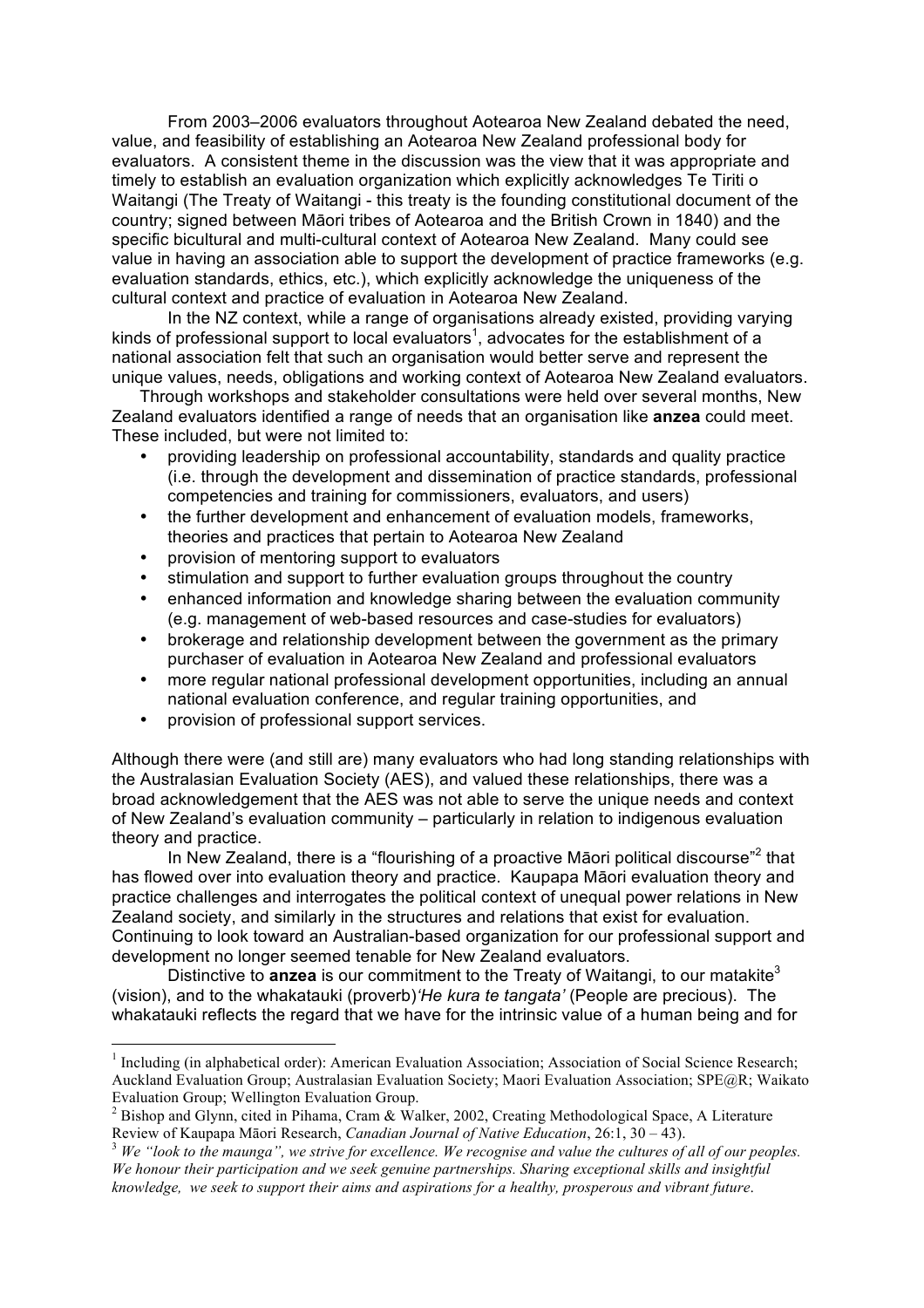From 2003–2006 evaluators throughout Aotearoa New Zealand debated the need, value, and feasibility of establishing an Aotearoa New Zealand professional body for evaluators. A consistent theme in the discussion was the view that it was appropriate and timely to establish an evaluation organization which explicitly acknowledges Te Tiriti o Waitangi (The Treaty of Waitangi - this treaty is the founding constitutional document of the country; signed between Māori tribes of Aotearoa and the British Crown in 1840) and the specific bicultural and multi-cultural context of Aotearoa New Zealand. Many could see value in having an association able to support the development of practice frameworks (e.g. evaluation standards, ethics, etc.), which explicitly acknowledge the uniqueness of the cultural context and practice of evaluation in Aotearoa New Zealand.

In the NZ context, while a range of organisations already existed, providing varying kinds of professional support to local evaluators[1], advocates for the establishment of a national association felt that such an organisation would better serve and represent the unique values, needs, obligations and working context of Aotearoa New Zealand evaluators.

Through workshops and stakeholder consultations were held over several months, New Zealand evaluators identified a range of needs that an organisation like **anzea** could meet. These included, but were not limited to:

- providing leadership on professional accountability, standards and quality practice (i.e. through the development and dissemination of practice standards, professional competencies and training for commissioners, evaluators, and users)
- the further development and enhancement of evaluation models, frameworks, theories and practices that pertain to Aotearoa New Zealand
- provision of mentoring support to evaluators
- stimulation and support to further evaluation groups throughout the country
- enhanced information and knowledge sharing between the evaluation community (e.g. management of web-based resources and case-studies for evaluators)
- brokerage and relationship development between the government as the primary purchaser of evaluation in Aotearoa New Zealand and professional evaluators
- more regular national professional development opportunities, including an annual national evaluation conference, and regular training opportunities, and
- provision of professional support services.

Although there were (and still are) many evaluators who had long standing relationships with the Australasian Evaluation Society (AES), and valued these relationships, there was a broad acknowledgement that the AES was not able to serve the unique needs and context of New Zealand's evaluation community – particularly in relation to indigenous evaluation theory and practice.

In New Zealand, there is a "flourishing of a proactive Māori political discourse"[2] that has flowed over into evaluation theory and practice. Kaupapa Māori evaluation theory and practice challenges and interrogates the political context of unequal power relations in New Zealand society, and similarly in the structures and relations that exist for evaluation. Continuing to look toward an Australian-based organization for our professional support and development no longer seemed tenable for New Zealand evaluators.

Distinctive to **anzea** is our commitment to the Treaty of Waitangi, to our matakite[3] (vision), and to the whakatauki (proverb)*'He kura te tangata'* (People are precious). The whakatauki reflects the regard that we have for the intrinsic value of a human being and for

---

[1] Including (in alphabetical order): American Evaluation Association; Association of Social Science Research; Auckland Evaluation Group; Australasian Evaluation Society; Maori Evaluation Association; SPE@R; Waikato Evaluation Group; Wellington Evaluation Group.

[2] Bishop and Glynn, cited in Pihama, Cram & Walker, 2002, Creating Methodological Space, A Literature Review of Kaupapa Māori Research, *Canadian Journal of Native Education*, 26:1, 30 – 43).

[3] *We "look to the maunga", we strive for excellence. We recognise and value the cultures of all of our peoples. We honour their participation and we seek genuine partnerships. Sharing exceptional skills and insightful knowledge, we seek to support their aims and aspirations for a healthy, prosperous and vibrant future*.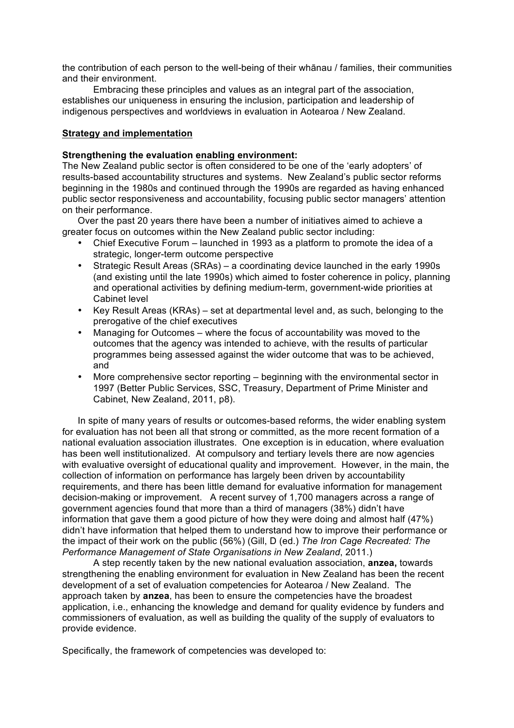the contribution of each person to the well-being of their whānau / families, their communities and their environment.

Embracing these principles and values as an integral part of the association, establishes our uniqueness in ensuring the inclusion, participation and leadership of indigenous perspectives and worldviews in evaluation in Aotearoa / New Zealand.

## Strategy and implementation

### Strengthening the evaluation enabling environment:

The New Zealand public sector is often considered to be one of the 'early adopters' of results-based accountability structures and systems. New Zealand's public sector reforms beginning in the 1980s and continued through the 1990s are regarded as having enhanced public sector responsiveness and accountability, focusing public sector managers' attention on their performance.

Over the past 20 years there have been a number of initiatives aimed to achieve a greater focus on outcomes within the New Zealand public sector including:

- Chief Executive Forum – launched in 1993 as a platform to promote the idea of a strategic, longer-term outcome perspective
- Strategic Result Areas (SRAs) – a coordinating device launched in the early 1990s (and existing until the late 1990s) which aimed to foster coherence in policy, planning and operational activities by defining medium-term, government-wide priorities at Cabinet level
- Key Result Areas (KRAs) – set at departmental level and, as such, belonging to the prerogative of the chief executives
- Managing for Outcomes – where the focus of accountability was moved to the outcomes that the agency was intended to achieve, with the results of particular programmes being assessed against the wider outcome that was to be achieved, and
- More comprehensive sector reporting – beginning with the environmental sector in 1997 (Better Public Services, SSC, Treasury, Department of Prime Minister and Cabinet, New Zealand, 2011, p8).

In spite of many years of results or outcomes-based reforms, the wider enabling system for evaluation has not been all that strong or committed, as the more recent formation of a national evaluation association illustrates. One exception is in education, where evaluation has been well institutionalized. At compulsory and tertiary levels there are now agencies with evaluative oversight of educational quality and improvement. However, in the main, the collection of information on performance has largely been driven by accountability requirements, and there has been little demand for evaluative information for management decision-making or improvement. A recent survey of 1,700 managers across a range of government agencies found that more than a third of managers (38%) didn't have information that gave them a good picture of how they were doing and almost half (47%) didn't have information that helped them to understand how to improve their performance or the impact of their work on the public (56%) (Gill, D (ed.) *The Iron Cage Recreated: The Performance Management of State Organisations in New Zealand*, 2011.)

A step recently taken by the new national evaluation association, **anzea,** towards strengthening the enabling environment for evaluation in New Zealand has been the recent development of a set of evaluation competencies for Aotearoa / New Zealand. The approach taken by **anzea**, has been to ensure the competencies have the broadest application, i.e., enhancing the knowledge and demand for quality evidence by funders and commissioners of evaluation, as well as building the quality of the supply of evaluators to provide evidence.

Specifically, the framework of competencies was developed to: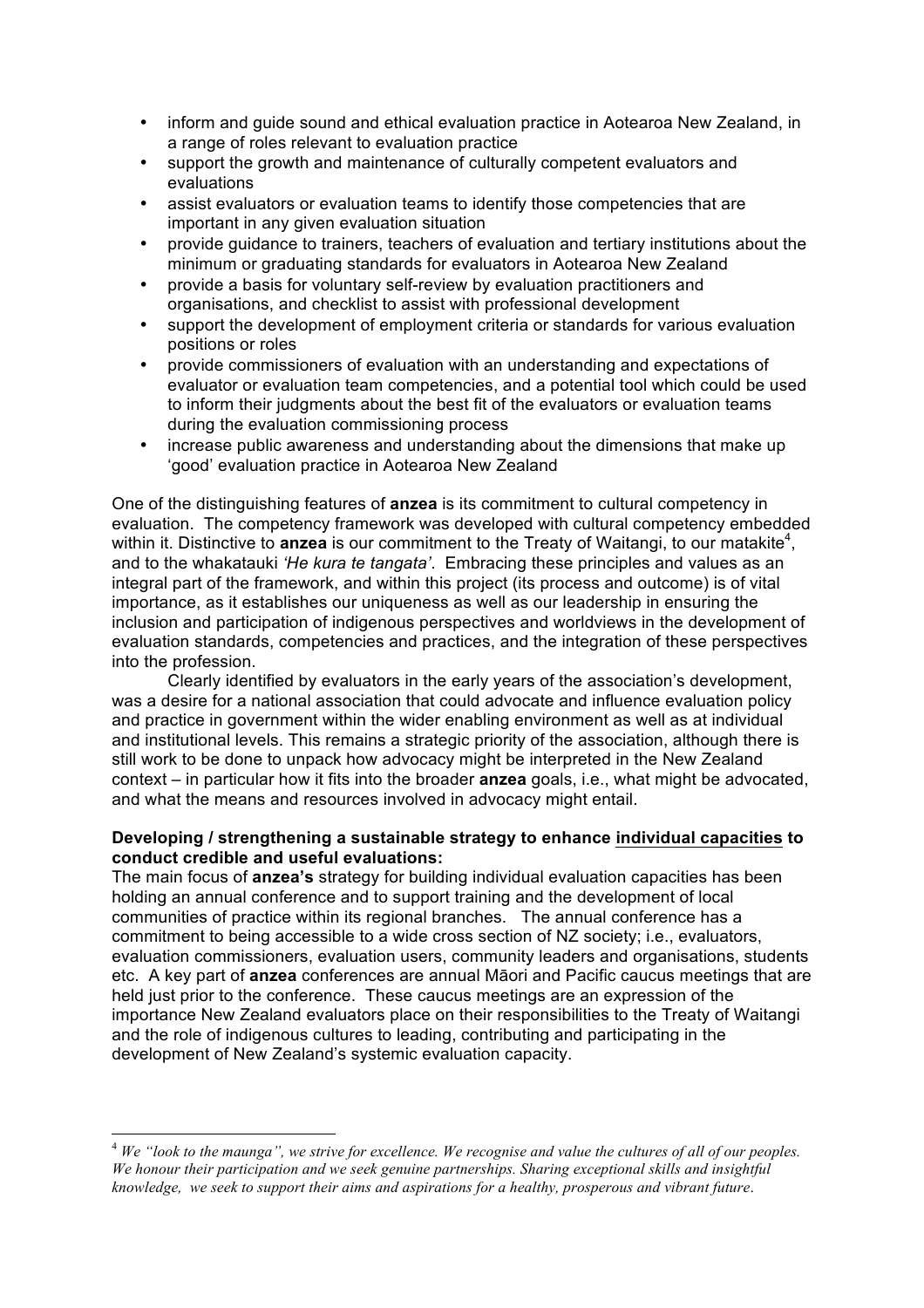- inform and guide sound and ethical evaluation practice in Aotearoa New Zealand, in a range of roles relevant to evaluation practice
- support the growth and maintenance of culturally competent evaluators and evaluations
- assist evaluators or evaluation teams to identify those competencies that are important in any given evaluation situation
- provide guidance to trainers, teachers of evaluation and tertiary institutions about the minimum or graduating standards for evaluators in Aotearoa New Zealand
- provide a basis for voluntary self-review by evaluation practitioners and organisations, and checklist to assist with professional development
- support the development of employment criteria or standards for various evaluation positions or roles
- provide commissioners of evaluation with an understanding and expectations of evaluator or evaluation team competencies, and a potential tool which could be used to inform their judgments about the best fit of the evaluators or evaluation teams during the evaluation commissioning process
- increase public awareness and understanding about the dimensions that make up 'good' evaluation practice in Aotearoa New Zealand

One of the distinguishing features of **anzea** is its commitment to cultural competency in evaluation. The competency framework was developed with cultural competency embedded within it. Distinctive to **anzea** is our commitment to the Treaty of Waitangi, to our matakite[4], and to the whakatauki *'He kura te tangata'*. Embracing these principles and values as an integral part of the framework, and within this project (its process and outcome) is of vital importance, as it establishes our uniqueness as well as our leadership in ensuring the inclusion and participation of indigenous perspectives and worldviews in the development of evaluation standards, competencies and practices, and the integration of these perspectives into the profession.

Clearly identified by evaluators in the early years of the association's development, was a desire for a national association that could advocate and influence evaluation policy and practice in government within the wider enabling environment as well as at individual and institutional levels. This remains a strategic priority of the association, although there is still work to be done to unpack how advocacy might be interpreted in the New Zealand context – in particular how it fits into the broader **anzea** goals, i.e., what might be advocated, and what the means and resources involved in advocacy might entail.

**Developing / strengthening a sustainable strategy to enhance <u>individual capacities</u> to conduct credible and useful evaluations:**

The main focus of **anzea's** strategy for building individual evaluation capacities has been holding an annual conference and to support training and the development of local communities of practice within its regional branches. The annual conference has a commitment to being accessible to a wide cross section of NZ society; i.e., evaluators, evaluation commissioners, evaluation users, community leaders and organisations, students etc. A key part of **anzea** conferences are annual Māori and Pacific caucus meetings that are held just prior to the conference. These caucus meetings are an expression of the importance New Zealand evaluators place on their responsibilities to the Treaty of Waitangi and the role of indigenous cultures to leading, contributing and participating in the development of New Zealand's systemic evaluation capacity.

[4] *We "look to the maunga", we strive for excellence. We recognise and value the cultures of all of our peoples. We honour their participation and we seek genuine partnerships. Sharing exceptional skills and insightful knowledge, we seek to support their aims and aspirations for a healthy, prosperous and vibrant future*.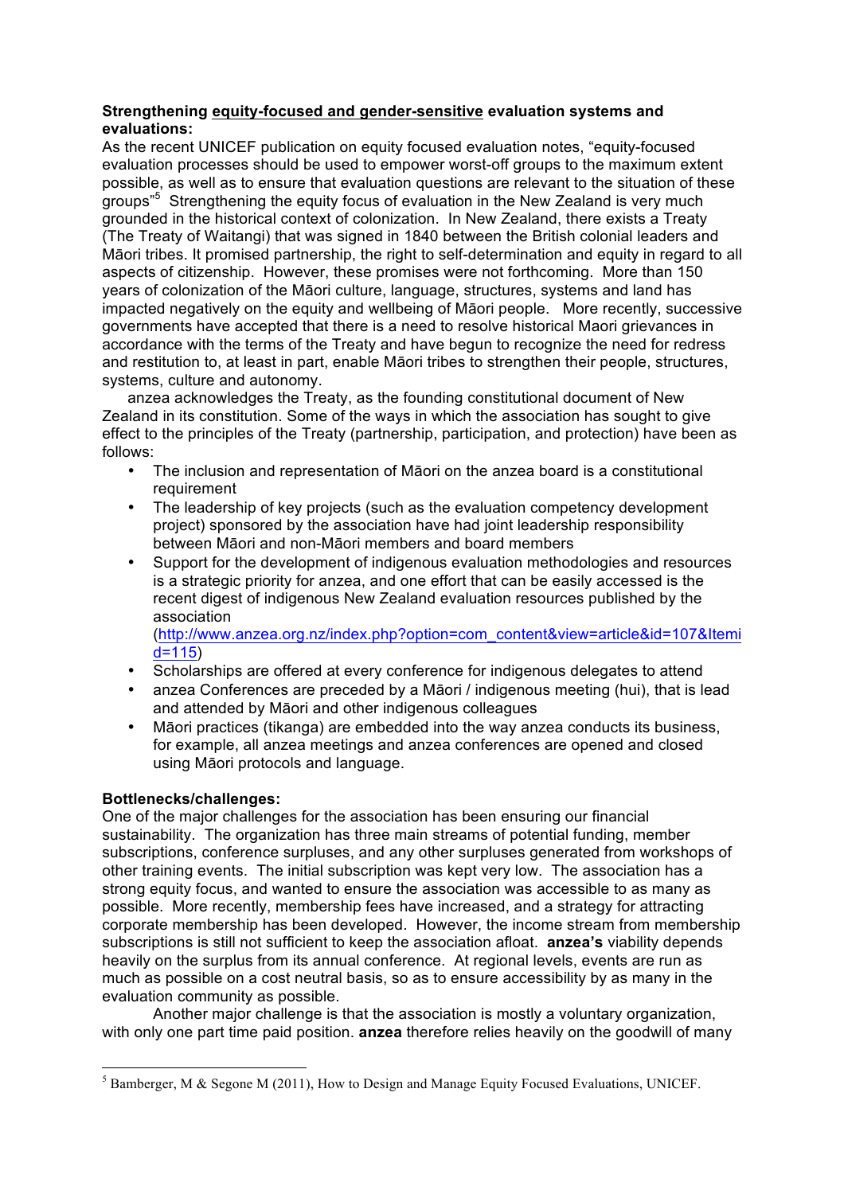**Strengthening <u>equity-focused and gender-sensitive</u> evaluation systems and evaluations:**

As the recent UNICEF publication on equity focused evaluation notes, "equity-focused evaluation processes should be used to empower worst-off groups to the maximum extent possible, as well as to ensure that evaluation questions are relevant to the situation of these groups"[5] Strengthening the equity focus of evaluation in the New Zealand is very much grounded in the historical context of colonization. In New Zealand, there exists a Treaty (The Treaty of Waitangi) that was signed in 1840 between the British colonial leaders and Māori tribes. It promised partnership, the right to self-determination and equity in regard to all aspects of citizenship. However, these promises were not forthcoming. More than 150 years of colonization of the Māori culture, language, structures, systems and land has impacted negatively on the equity and wellbeing of Māori people. More recently, successive governments have accepted that there is a need to resolve historical Maori grievances in accordance with the terms of the Treaty and have begun to recognize the need for redress and restitution to, at least in part, enable Māori tribes to strengthen their people, structures, systems, culture and autonomy.

anzea acknowledges the Treaty, as the founding constitutional document of New Zealand in its constitution. Some of the ways in which the association has sought to give effect to the principles of the Treaty (partnership, participation, and protection) have been as follows:

- The inclusion and representation of Māori on the anzea board is a constitutional requirement
- The leadership of key projects (such as the evaluation competency development project) sponsored by the association have had joint leadership responsibility between Māori and non-Māori members and board members
- Support for the development of indigenous evaluation methodologies and resources is a strategic priority for anzea, and one effort that can be easily accessed is the recent digest of indigenous New Zealand evaluation resources published by the association (http://www.anzea.org.nz/index.php?option=com_content&view=article&id=107&Itemid=115)
- Scholarships are offered at every conference for indigenous delegates to attend
- anzea Conferences are preceded by a Māori / indigenous meeting (hui), that is lead and attended by Māori and other indigenous colleagues
- Māori practices (tikanga) are embedded into the way anzea conducts its business, for example, all anzea meetings and anzea conferences are opened and closed using Māori protocols and language.

**Bottlenecks/challenges:**

One of the major challenges for the association has been ensuring our financial sustainability. The organization has three main streams of potential funding, member subscriptions, conference surpluses, and any other surpluses generated from workshops of other training events. The initial subscription was kept very low. The association has a strong equity focus, and wanted to ensure the association was accessible to as many as possible. More recently, membership fees have increased, and a strategy for attracting corporate membership has been developed. However, the income stream from membership subscriptions is still not sufficient to keep the association afloat. **anzea's** viability depends heavily on the surplus from its annual conference. At regional levels, events are run as much as possible on a cost neutral basis, so as to ensure accessibility by as many in the evaluation community as possible.

Another major challenge is that the association is mostly a voluntary organization, with only one part time paid position. **anzea** therefore relies heavily on the goodwill of many

[5] Bamberger, M & Segone M (2011), How to Design and Manage Equity Focused Evaluations, UNICEF.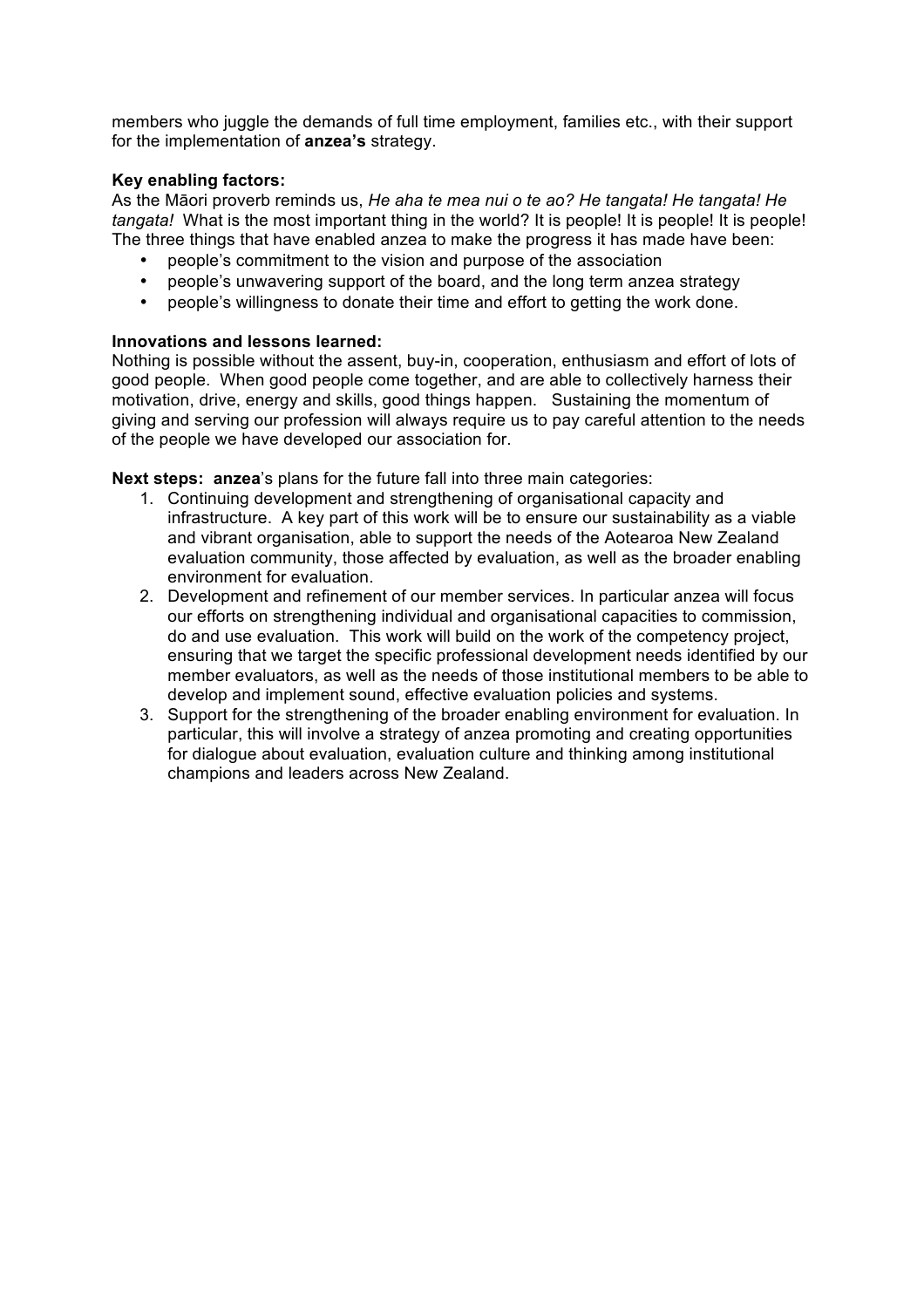members who juggle the demands of full time employment, families etc., with their support for the implementation of **anzea's** strategy.

**Key enabling factors:**

As the Māori proverb reminds us, *He aha te mea nui o te ao? He tangata! He tangata! He tangata!* What is the most important thing in the world? It is people! It is people! It is people! The three things that have enabled anzea to make the progress it has made have been:

- people's commitment to the vision and purpose of the association
- people's unwavering support of the board, and the long term anzea strategy
- people's willingness to donate their time and effort to getting the work done.

**Innovations and lessons learned:**

Nothing is possible without the assent, buy-in, cooperation, enthusiasm and effort of lots of good people. When good people come together, and are able to collectively harness their motivation, drive, energy and skills, good things happen. Sustaining the momentum of giving and serving our profession will always require us to pay careful attention to the needs of the people we have developed our association for.

**Next steps:** **anzea**'s plans for the future fall into three main categories:

1. Continuing development and strengthening of organisational capacity and infrastructure. A key part of this work will be to ensure our sustainability as a viable and vibrant organisation, able to support the needs of the Aotearoa New Zealand evaluation community, those affected by evaluation, as well as the broader enabling environment for evaluation.
2. Development and refinement of our member services. In particular anzea will focus our efforts on strengthening individual and organisational capacities to commission, do and use evaluation. This work will build on the work of the competency project, ensuring that we target the specific professional development needs identified by our member evaluators, as well as the needs of those institutional members to be able to develop and implement sound, effective evaluation policies and systems.
3. Support for the strengthening of the broader enabling environment for evaluation. In particular, this will involve a strategy of anzea promoting and creating opportunities for dialogue about evaluation, evaluation culture and thinking among institutional champions and leaders across New Zealand.